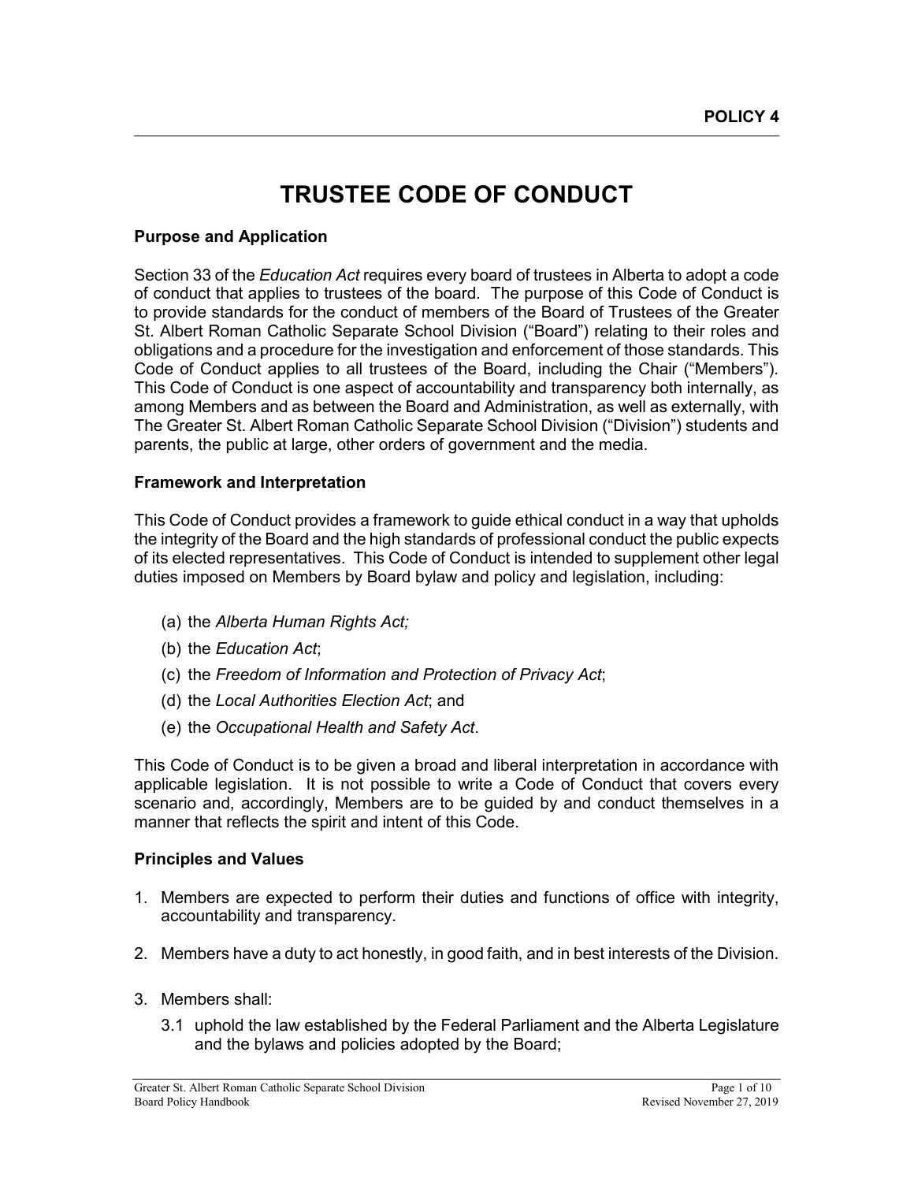POLICY 4

# TRUSTEE CODE OF CONDUCT

### Purpose and Application

Section 33 of the *Education Act* requires every board of trustees in Alberta to adopt a code of conduct that applies to trustees of the board. The purpose of this Code of Conduct is to provide standards for the conduct of members of the Board of Trustees of the Greater St. Albert Roman Catholic Separate School Division ("Board") relating to their roles and obligations and a procedure for the investigation and enforcement of those standards. This Code of Conduct applies to all trustees of the Board, including the Chair ("Members"). This Code of Conduct is one aspect of accountability and transparency both internally, as among Members and as between the Board and Administration, as well as externally, with The Greater St. Albert Roman Catholic Separate School Division ("Division") students and parents, the public at large, other orders of government and the media.

### Framework and Interpretation

This Code of Conduct provides a framework to guide ethical conduct in a way that upholds the integrity of the Board and the high standards of professional conduct the public expects of its elected representatives. This Code of Conduct is intended to supplement other legal duties imposed on Members by Board bylaw and policy and legislation, including:

(a) the *Alberta Human Rights Act;*

(b) the *Education Act*;

(c) the *Freedom of Information and Protection of Privacy Act*;

(d) the *Local Authorities Election Act*; and

(e) the *Occupational Health and Safety Act*.

This Code of Conduct is to be given a broad and liberal interpretation in accordance with applicable legislation. It is not possible to write a Code of Conduct that covers every scenario and, accordingly, Members are to be guided by and conduct themselves in a manner that reflects the spirit and intent of this Code.

### Principles and Values

1. Members are expected to perform their duties and functions of office with integrity, accountability and transparency.

2. Members have a duty to act honestly, in good faith, and in best interests of the Division.

3. Members shall:

   3.1 uphold the law established by the Federal Parliament and the Alberta Legislature and the bylaws and policies adopted by the Board;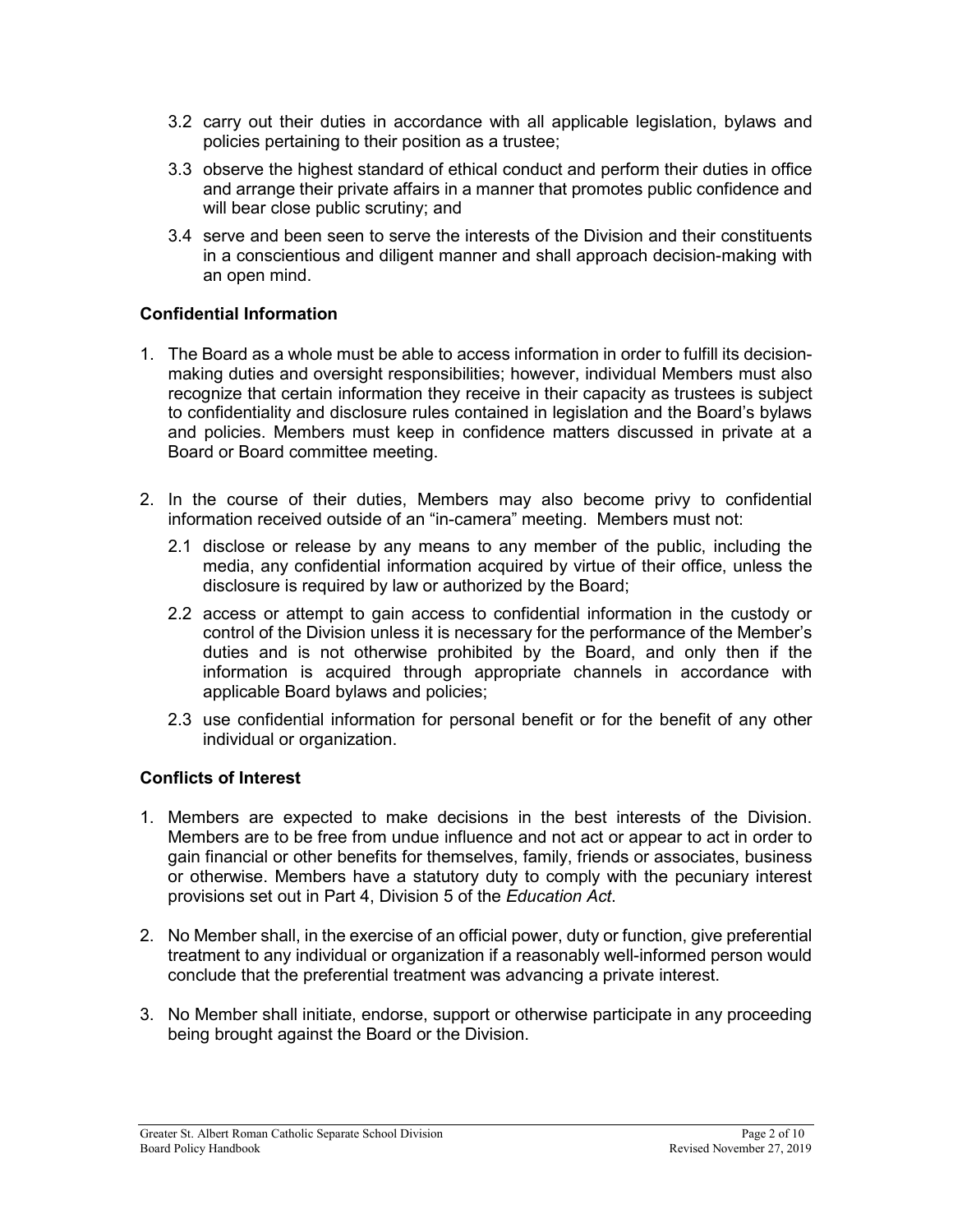3.2 carry out their duties in accordance with all applicable legislation, bylaws and policies pertaining to their position as a trustee;

3.3 observe the highest standard of ethical conduct and perform their duties in office and arrange their private affairs in a manner that promotes public confidence and will bear close public scrutiny; and

3.4 serve and been seen to serve the interests of the Division and their constituents in a conscientious and diligent manner and shall approach decision-making with an open mind.

**Confidential Information**

1. The Board as a whole must be able to access information in order to fulfill its decision-making duties and oversight responsibilities; however, individual Members must also recognize that certain information they receive in their capacity as trustees is subject to confidentiality and disclosure rules contained in legislation and the Board's bylaws and policies. Members must keep in confidence matters discussed in private at a Board or Board committee meeting.

2. In the course of their duties, Members may also become privy to confidential information received outside of an "in-camera" meeting. Members must not:

   2.1 disclose or release by any means to any member of the public, including the media, any confidential information acquired by virtue of their office, unless the disclosure is required by law or authorized by the Board;

   2.2 access or attempt to gain access to confidential information in the custody or control of the Division unless it is necessary for the performance of the Member's duties and is not otherwise prohibited by the Board, and only then if the information is acquired through appropriate channels in accordance with applicable Board bylaws and policies;

   2.3 use confidential information for personal benefit or for the benefit of any other individual or organization.

**Conflicts of Interest**

1. Members are expected to make decisions in the best interests of the Division. Members are to be free from undue influence and not act or appear to act in order to gain financial or other benefits for themselves, family, friends or associates, business or otherwise. Members have a statutory duty to comply with the pecuniary interest provisions set out in Part 4, Division 5 of the *Education Act*.

2. No Member shall, in the exercise of an official power, duty or function, give preferential treatment to any individual or organization if a reasonably well-informed person would conclude that the preferential treatment was advancing a private interest.

3. No Member shall initiate, endorse, support or otherwise participate in any proceeding being brought against the Board or the Division.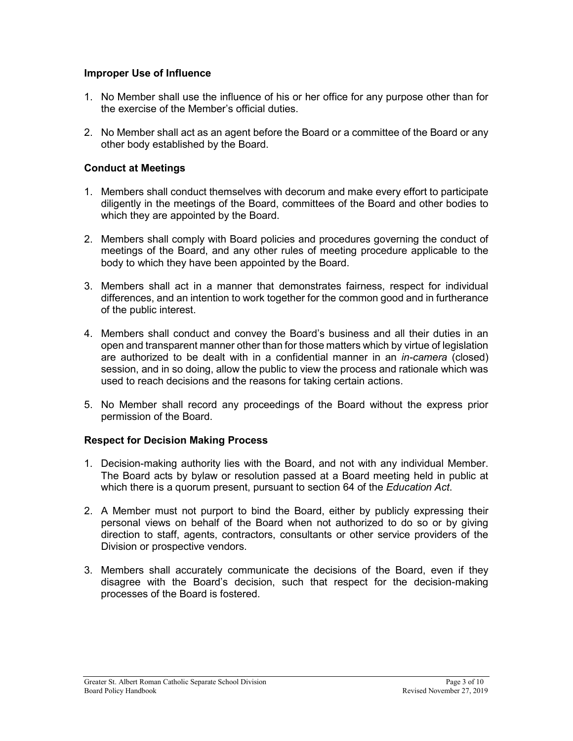### Improper Use of Influence

1. No Member shall use the influence of his or her office for any purpose other than for the exercise of the Member's official duties.

2. No Member shall act as an agent before the Board or a committee of the Board or any other body established by the Board.

### Conduct at Meetings

1. Members shall conduct themselves with decorum and make every effort to participate diligently in the meetings of the Board, committees of the Board and other bodies to which they are appointed by the Board.

2. Members shall comply with Board policies and procedures governing the conduct of meetings of the Board, and any other rules of meeting procedure applicable to the body to which they have been appointed by the Board.

3. Members shall act in a manner that demonstrates fairness, respect for individual differences, and an intention to work together for the common good and in furtherance of the public interest.

4. Members shall conduct and convey the Board's business and all their duties in an open and transparent manner other than for those matters which by virtue of legislation are authorized to be dealt with in a confidential manner in an *in-camera* (closed) session, and in so doing, allow the public to view the process and rationale which was used to reach decisions and the reasons for taking certain actions.

5. No Member shall record any proceedings of the Board without the express prior permission of the Board.

### Respect for Decision Making Process

1. Decision-making authority lies with the Board, and not with any individual Member. The Board acts by bylaw or resolution passed at a Board meeting held in public at which there is a quorum present, pursuant to section 64 of the *Education Act*.

2. A Member must not purport to bind the Board, either by publicly expressing their personal views on behalf of the Board when not authorized to do so or by giving direction to staff, agents, contractors, consultants or other service providers of the Division or prospective vendors.

3. Members shall accurately communicate the decisions of the Board, even if they disagree with the Board's decision, such that respect for the decision-making processes of the Board is fostered.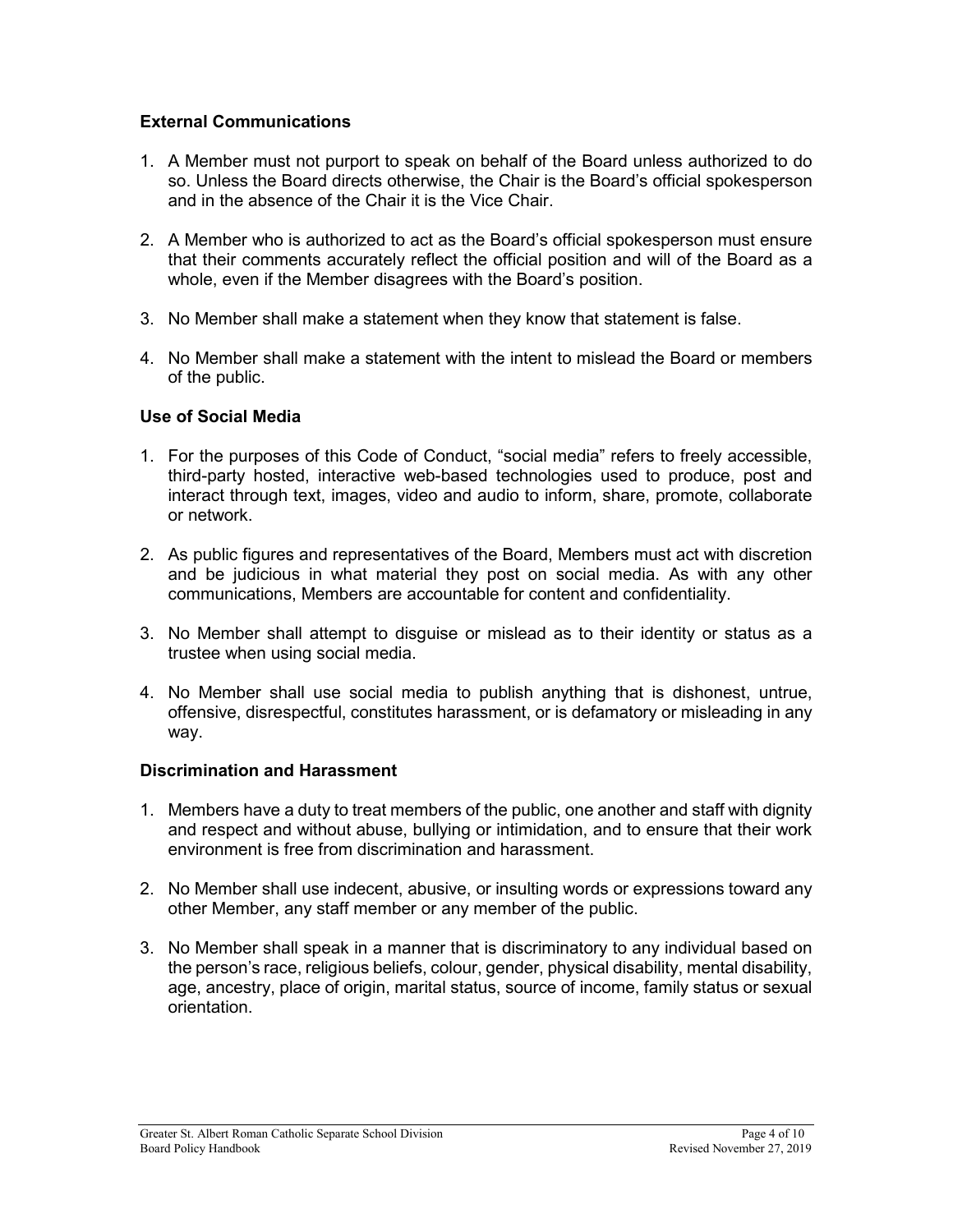### External Communications

1. A Member must not purport to speak on behalf of the Board unless authorized to do so. Unless the Board directs otherwise, the Chair is the Board's official spokesperson and in the absence of the Chair it is the Vice Chair.

2. A Member who is authorized to act as the Board's official spokesperson must ensure that their comments accurately reflect the official position and will of the Board as a whole, even if the Member disagrees with the Board's position.

3. No Member shall make a statement when they know that statement is false.

4. No Member shall make a statement with the intent to mislead the Board or members of the public.

### Use of Social Media

1. For the purposes of this Code of Conduct, "social media" refers to freely accessible, third-party hosted, interactive web-based technologies used to produce, post and interact through text, images, video and audio to inform, share, promote, collaborate or network.

2. As public figures and representatives of the Board, Members must act with discretion and be judicious in what material they post on social media. As with any other communications, Members are accountable for content and confidentiality.

3. No Member shall attempt to disguise or mislead as to their identity or status as a trustee when using social media.

4. No Member shall use social media to publish anything that is dishonest, untrue, offensive, disrespectful, constitutes harassment, or is defamatory or misleading in any way.

### Discrimination and Harassment

1. Members have a duty to treat members of the public, one another and staff with dignity and respect and without abuse, bullying or intimidation, and to ensure that their work environment is free from discrimination and harassment.

2. No Member shall use indecent, abusive, or insulting words or expressions toward any other Member, any staff member or any member of the public.

3. No Member shall speak in a manner that is discriminatory to any individual based on the person's race, religious beliefs, colour, gender, physical disability, mental disability, age, ancestry, place of origin, marital status, source of income, family status or sexual orientation.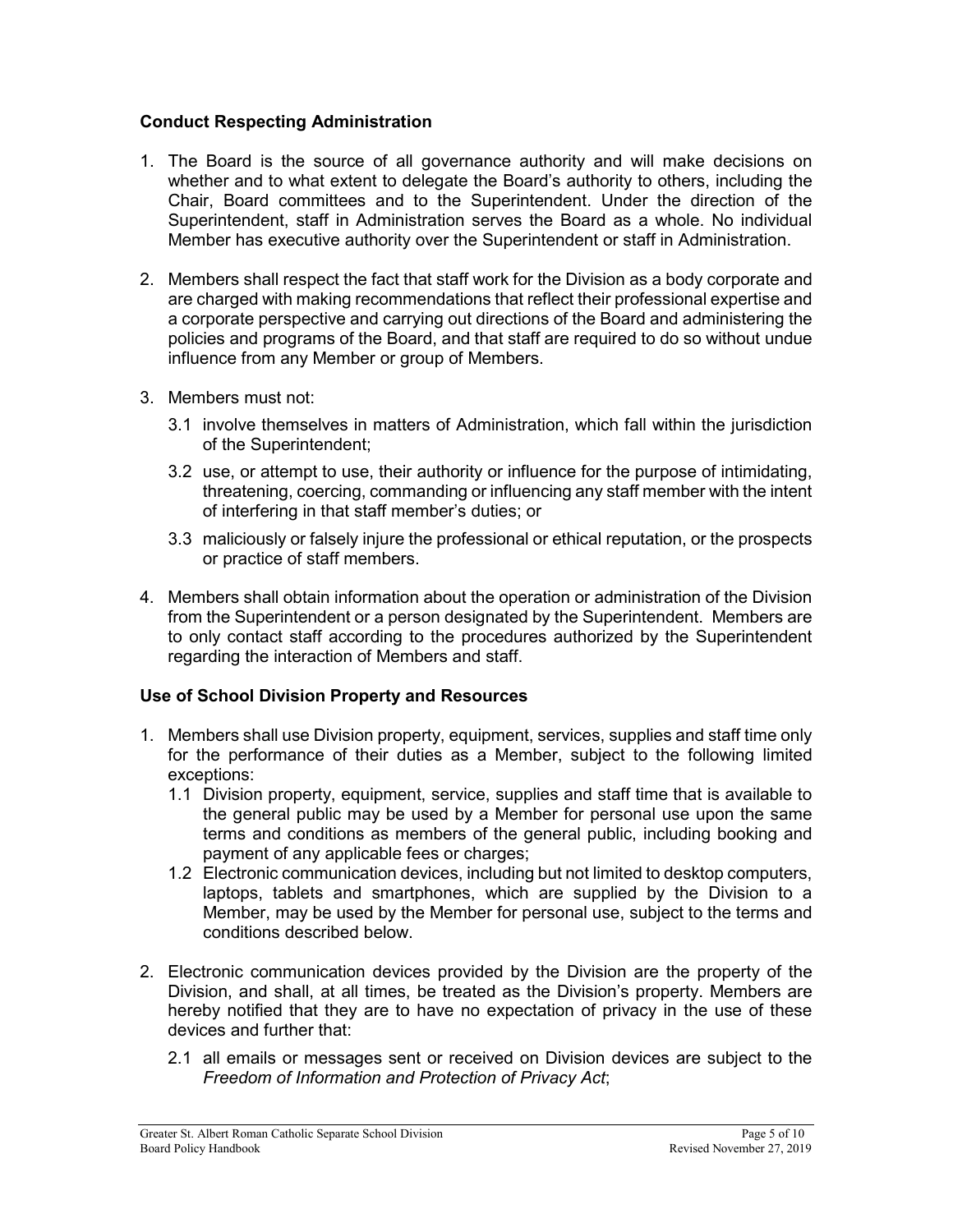## Conduct Respecting Administration

1. The Board is the source of all governance authority and will make decisions on whether and to what extent to delegate the Board's authority to others, including the Chair, Board committees and to the Superintendent. Under the direction of the Superintendent, staff in Administration serves the Board as a whole. No individual Member has executive authority over the Superintendent or staff in Administration.

2. Members shall respect the fact that staff work for the Division as a body corporate and are charged with making recommendations that reflect their professional expertise and a corporate perspective and carrying out directions of the Board and administering the policies and programs of the Board, and that staff are required to do so without undue influence from any Member or group of Members.

3. Members must not:

   3.1 involve themselves in matters of Administration, which fall within the jurisdiction of the Superintendent;

   3.2 use, or attempt to use, their authority or influence for the purpose of intimidating, threatening, coercing, commanding or influencing any staff member with the intent of interfering in that staff member's duties; or

   3.3 maliciously or falsely injure the professional or ethical reputation, or the prospects or practice of staff members.

4. Members shall obtain information about the operation or administration of the Division from the Superintendent or a person designated by the Superintendent. Members are to only contact staff according to the procedures authorized by the Superintendent regarding the interaction of Members and staff.

## Use of School Division Property and Resources

1. Members shall use Division property, equipment, services, supplies and staff time only for the performance of their duties as a Member, subject to the following limited exceptions:
   1.1 Division property, equipment, service, supplies and staff time that is available to the general public may be used by a Member for personal use upon the same terms and conditions as members of the general public, including booking and payment of any applicable fees or charges;
   1.2 Electronic communication devices, including but not limited to desktop computers, laptops, tablets and smartphones, which are supplied by the Division to a Member, may be used by the Member for personal use, subject to the terms and conditions described below.

2. Electronic communication devices provided by the Division are the property of the Division, and shall, at all times, be treated as the Division's property. Members are hereby notified that they are to have no expectation of privacy in the use of these devices and further that:

   2.1 all emails or messages sent or received on Division devices are subject to the *Freedom of Information and Protection of Privacy Act*;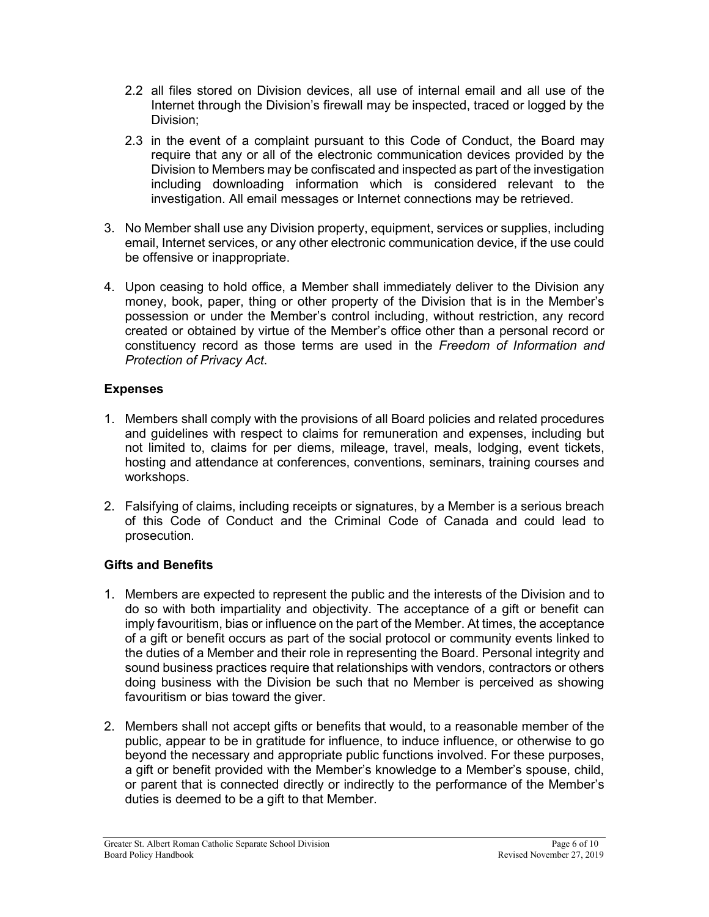2.2 all files stored on Division devices, all use of internal email and all use of the Internet through the Division's firewall may be inspected, traced or logged by the Division;

2.3 in the event of a complaint pursuant to this Code of Conduct, the Board may require that any or all of the electronic communication devices provided by the Division to Members may be confiscated and inspected as part of the investigation including downloading information which is considered relevant to the investigation. All email messages or Internet connections may be retrieved.

3. No Member shall use any Division property, equipment, services or supplies, including email, Internet services, or any other electronic communication device, if the use could be offensive or inappropriate.

4. Upon ceasing to hold office, a Member shall immediately deliver to the Division any money, book, paper, thing or other property of the Division that is in the Member's possession or under the Member's control including, without restriction, any record created or obtained by virtue of the Member's office other than a personal record or constituency record as those terms are used in the *Freedom of Information and Protection of Privacy Act*.

## Expenses

1. Members shall comply with the provisions of all Board policies and related procedures and guidelines with respect to claims for remuneration and expenses, including but not limited to, claims for per diems, mileage, travel, meals, lodging, event tickets, hosting and attendance at conferences, conventions, seminars, training courses and workshops.

2. Falsifying of claims, including receipts or signatures, by a Member is a serious breach of this Code of Conduct and the Criminal Code of Canada and could lead to prosecution.

## Gifts and Benefits

1. Members are expected to represent the public and the interests of the Division and to do so with both impartiality and objectivity. The acceptance of a gift or benefit can imply favouritism, bias or influence on the part of the Member. At times, the acceptance of a gift or benefit occurs as part of the social protocol or community events linked to the duties of a Member and their role in representing the Board. Personal integrity and sound business practices require that relationships with vendors, contractors or others doing business with the Division be such that no Member is perceived as showing favouritism or bias toward the giver.

2. Members shall not accept gifts or benefits that would, to a reasonable member of the public, appear to be in gratitude for influence, to induce influence, or otherwise to go beyond the necessary and appropriate public functions involved. For these purposes, a gift or benefit provided with the Member's knowledge to a Member's spouse, child, or parent that is connected directly or indirectly to the performance of the Member's duties is deemed to be a gift to that Member.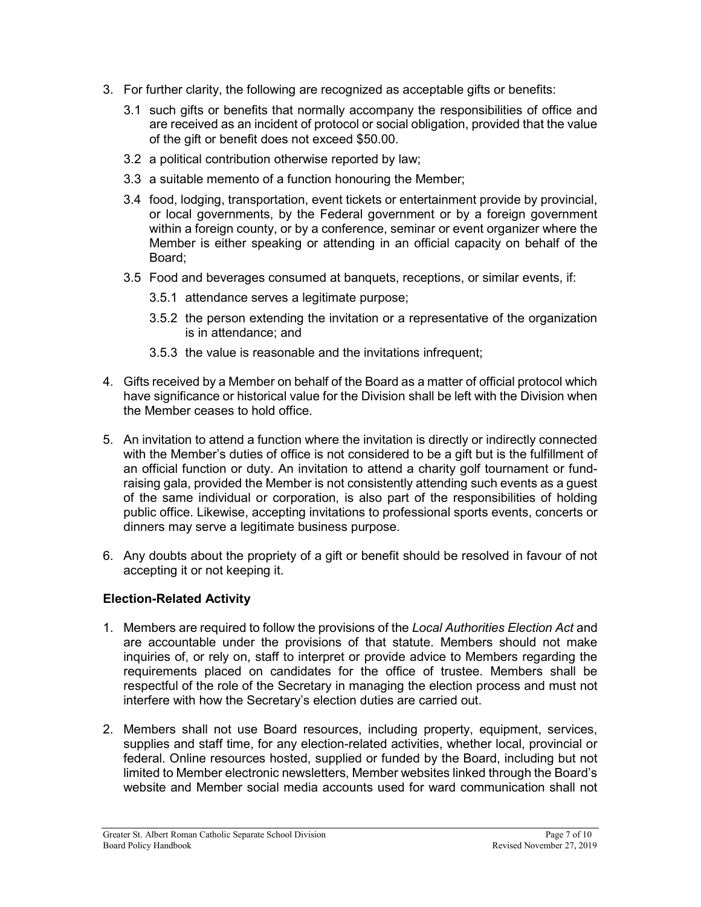3. For further clarity, the following are recognized as acceptable gifts or benefits:

   3.1 such gifts or benefits that normally accompany the responsibilities of office and are received as an incident of protocol or social obligation, provided that the value of the gift or benefit does not exceed $50.00.

   3.2 a political contribution otherwise reported by law;

   3.3 a suitable memento of a function honouring the Member;

   3.4 food, lodging, transportation, event tickets or entertainment provide by provincial, or local governments, by the Federal government or by a foreign government within a foreign county, or by a conference, seminar or event organizer where the Member is either speaking or attending in an official capacity on behalf of the Board;

   3.5 Food and beverages consumed at banquets, receptions, or similar events, if:

      3.5.1 attendance serves a legitimate purpose;

      3.5.2 the person extending the invitation or a representative of the organization is in attendance; and

      3.5.3 the value is reasonable and the invitations infrequent;

4. Gifts received by a Member on behalf of the Board as a matter of official protocol which have significance or historical value for the Division shall be left with the Division when the Member ceases to hold office.

5. An invitation to attend a function where the invitation is directly or indirectly connected with the Member's duties of office is not considered to be a gift but is the fulfillment of an official function or duty. An invitation to attend a charity golf tournament or fund-raising gala, provided the Member is not consistently attending such events as a guest of the same individual or corporation, is also part of the responsibilities of holding public office. Likewise, accepting invitations to professional sports events, concerts or dinners may serve a legitimate business purpose.

6. Any doubts about the propriety of a gift or benefit should be resolved in favour of not accepting it or not keeping it.

### Election-Related Activity

1. Members are required to follow the provisions of the *Local Authorities Election Act* and are accountable under the provisions of that statute. Members should not make inquiries of, or rely on, staff to interpret or provide advice to Members regarding the requirements placed on candidates for the office of trustee. Members shall be respectful of the role of the Secretary in managing the election process and must not interfere with how the Secretary's election duties are carried out.

2. Members shall not use Board resources, including property, equipment, services, supplies and staff time, for any election-related activities, whether local, provincial or federal. Online resources hosted, supplied or funded by the Board, including but not limited to Member electronic newsletters, Member websites linked through the Board's website and Member social media accounts used for ward communication shall not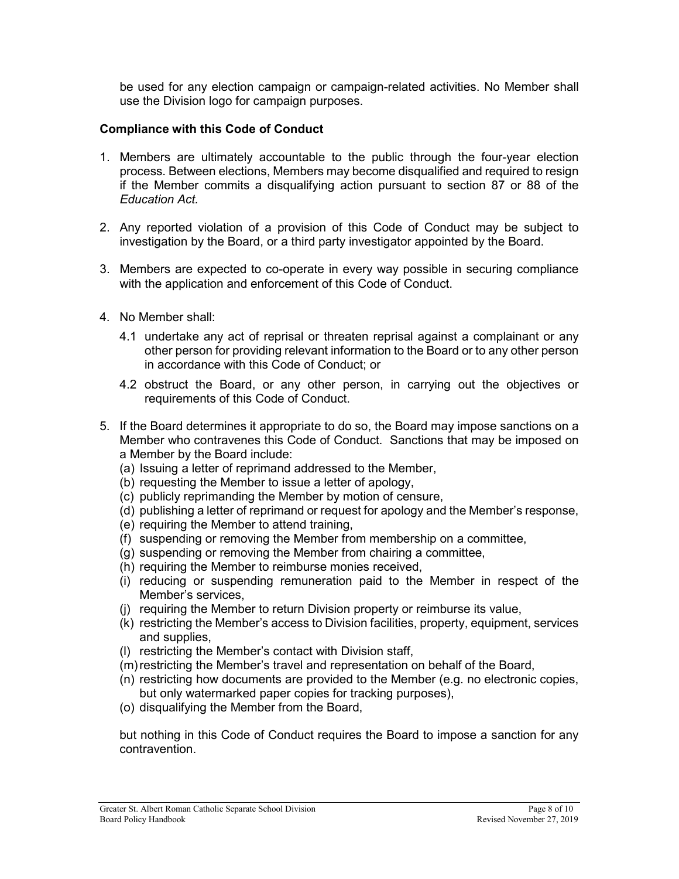be used for any election campaign or campaign-related activities. No Member shall use the Division logo for campaign purposes.

### Compliance with this Code of Conduct

1. Members are ultimately accountable to the public through the four-year election process. Between elections, Members may become disqualified and required to resign if the Member commits a disqualifying action pursuant to section 87 or 88 of the *Education Act.*

2. Any reported violation of a provision of this Code of Conduct may be subject to investigation by the Board, or a third party investigator appointed by the Board.

3. Members are expected to co-operate in every way possible in securing compliance with the application and enforcement of this Code of Conduct.

4. No Member shall:

   4.1 undertake any act of reprisal or threaten reprisal against a complainant or any other person for providing relevant information to the Board or to any other person in accordance with this Code of Conduct; or

   4.2 obstruct the Board, or any other person, in carrying out the objectives or requirements of this Code of Conduct.

5. If the Board determines it appropriate to do so, the Board may impose sanctions on a Member who contravenes this Code of Conduct. Sanctions that may be imposed on a Member by the Board include:
   (a) Issuing a letter of reprimand addressed to the Member,
   (b) requesting the Member to issue a letter of apology,
   (c) publicly reprimanding the Member by motion of censure,
   (d) publishing a letter of reprimand or request for apology and the Member's response,
   (e) requiring the Member to attend training,
   (f) suspending or removing the Member from membership on a committee,
   (g) suspending or removing the Member from chairing a committee,
   (h) requiring the Member to reimburse monies received,
   (i) reducing or suspending remuneration paid to the Member in respect of the Member's services,
   (j) requiring the Member to return Division property or reimburse its value,
   (k) restricting the Member's access to Division facilities, property, equipment, services and supplies,
   (l) restricting the Member's contact with Division staff,
   (m) restricting the Member's travel and representation on behalf of the Board,
   (n) restricting how documents are provided to the Member (e.g. no electronic copies, but only watermarked paper copies for tracking purposes),
   (o) disqualifying the Member from the Board,

   but nothing in this Code of Conduct requires the Board to impose a sanction for any contravention.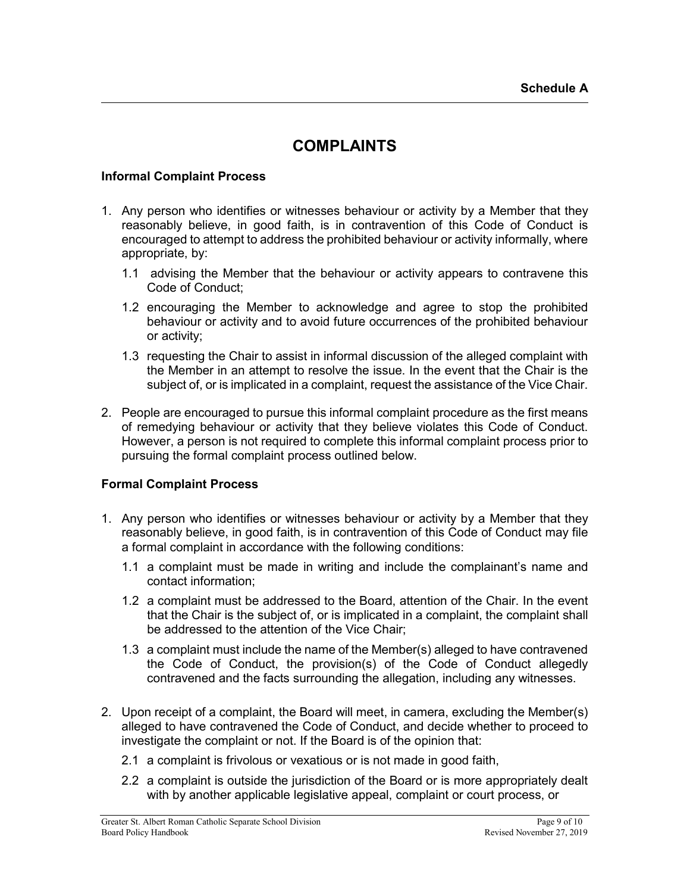**Schedule A**

# COMPLAINTS

### Informal Complaint Process

1. Any person who identifies or witnesses behaviour or activity by a Member that they reasonably believe, in good faith, is in contravention of this Code of Conduct is encouraged to attempt to address the prohibited behaviour or activity informally, where appropriate, by:
   - 1.1 advising the Member that the behaviour or activity appears to contravene this Code of Conduct;
   - 1.2 encouraging the Member to acknowledge and agree to stop the prohibited behaviour or activity and to avoid future occurrences of the prohibited behaviour or activity;
   - 1.3 requesting the Chair to assist in informal discussion of the alleged complaint with the Member in an attempt to resolve the issue. In the event that the Chair is the subject of, or is implicated in a complaint, request the assistance of the Vice Chair.
2. People are encouraged to pursue this informal complaint procedure as the first means of remedying behaviour or activity that they believe violates this Code of Conduct. However, a person is not required to complete this informal complaint process prior to pursuing the formal complaint process outlined below.

### Formal Complaint Process

1. Any person who identifies or witnesses behaviour or activity by a Member that they reasonably believe, in good faith, is in contravention of this Code of Conduct may file a formal complaint in accordance with the following conditions:
   - 1.1 a complaint must be made in writing and include the complainant's name and contact information;
   - 1.2 a complaint must be addressed to the Board, attention of the Chair. In the event that the Chair is the subject of, or is implicated in a complaint, the complaint shall be addressed to the attention of the Vice Chair;
   - 1.3 a complaint must include the name of the Member(s) alleged to have contravened the Code of Conduct, the provision(s) of the Code of Conduct allegedly contravened and the facts surrounding the allegation, including any witnesses.
2. Upon receipt of a complaint, the Board will meet, in camera, excluding the Member(s) alleged to have contravened the Code of Conduct, and decide whether to proceed to investigate the complaint or not. If the Board is of the opinion that:
   - 2.1 a complaint is frivolous or vexatious or is not made in good faith,
   - 2.2 a complaint is outside the jurisdiction of the Board or is more appropriately dealt with by another applicable legislative appeal, complaint or court process, or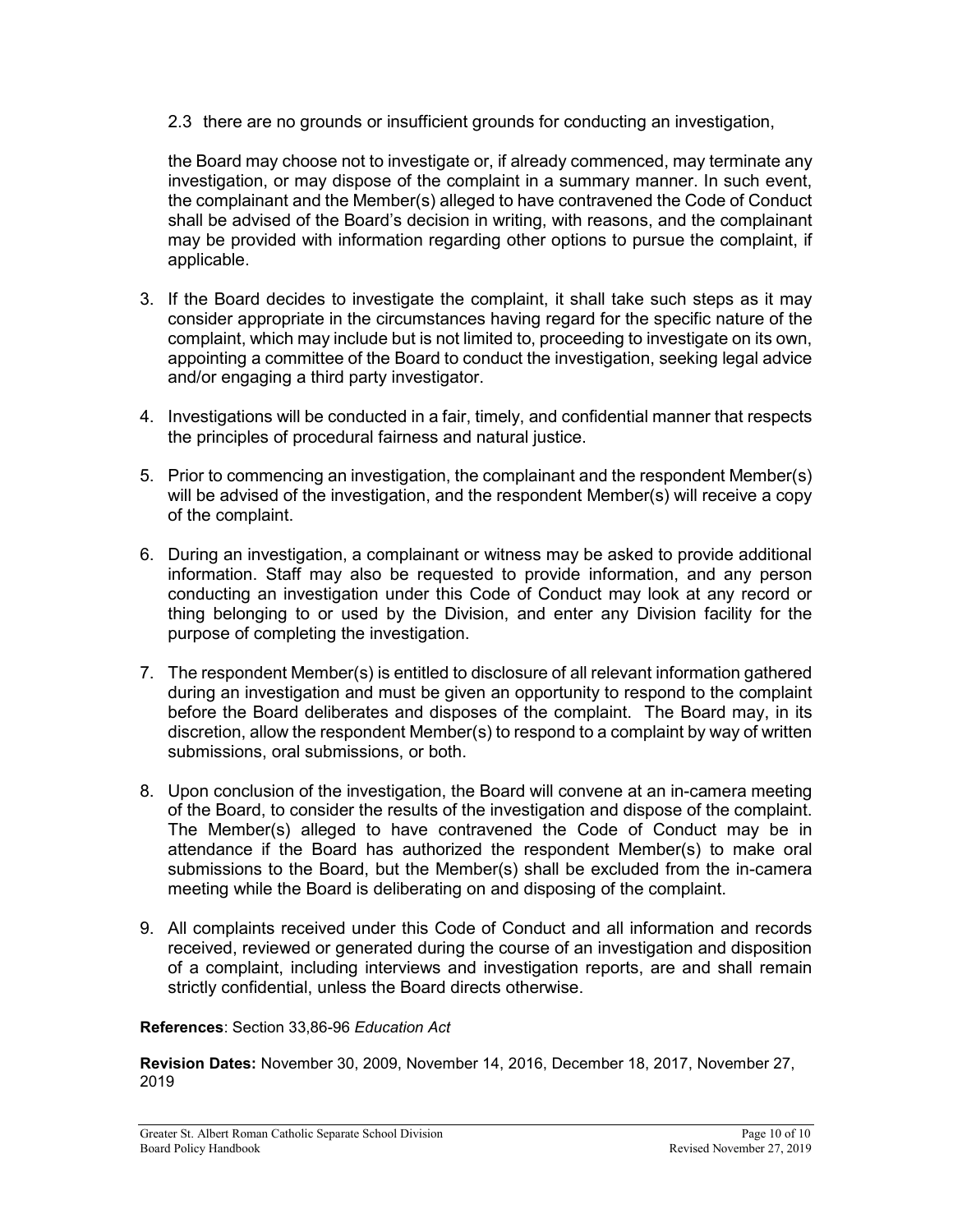2.3 there are no grounds or insufficient grounds for conducting an investigation,

the Board may choose not to investigate or, if already commenced, may terminate any investigation, or may dispose of the complaint in a summary manner. In such event, the complainant and the Member(s) alleged to have contravened the Code of Conduct shall be advised of the Board's decision in writing, with reasons, and the complainant may be provided with information regarding other options to pursue the complaint, if applicable.

3. If the Board decides to investigate the complaint, it shall take such steps as it may consider appropriate in the circumstances having regard for the specific nature of the complaint, which may include but is not limited to, proceeding to investigate on its own, appointing a committee of the Board to conduct the investigation, seeking legal advice and/or engaging a third party investigator.

4. Investigations will be conducted in a fair, timely, and confidential manner that respects the principles of procedural fairness and natural justice.

5. Prior to commencing an investigation, the complainant and the respondent Member(s) will be advised of the investigation, and the respondent Member(s) will receive a copy of the complaint.

6. During an investigation, a complainant or witness may be asked to provide additional information. Staff may also be requested to provide information, and any person conducting an investigation under this Code of Conduct may look at any record or thing belonging to or used by the Division, and enter any Division facility for the purpose of completing the investigation.

7. The respondent Member(s) is entitled to disclosure of all relevant information gathered during an investigation and must be given an opportunity to respond to the complaint before the Board deliberates and disposes of the complaint. The Board may, in its discretion, allow the respondent Member(s) to respond to a complaint by way of written submissions, oral submissions, or both.

8. Upon conclusion of the investigation, the Board will convene at an in-camera meeting of the Board, to consider the results of the investigation and dispose of the complaint. The Member(s) alleged to have contravened the Code of Conduct may be in attendance if the Board has authorized the respondent Member(s) to make oral submissions to the Board, but the Member(s) shall be excluded from the in-camera meeting while the Board is deliberating on and disposing of the complaint.

9. All complaints received under this Code of Conduct and all information and records received, reviewed or generated during the course of an investigation and disposition of a complaint, including interviews and investigation reports, are and shall remain strictly confidential, unless the Board directs otherwise.

**References**: Section 33,86-96 *Education Act*

**Revision Dates:** November 30, 2009, November 14, 2016, December 18, 2017, November 27, 2019